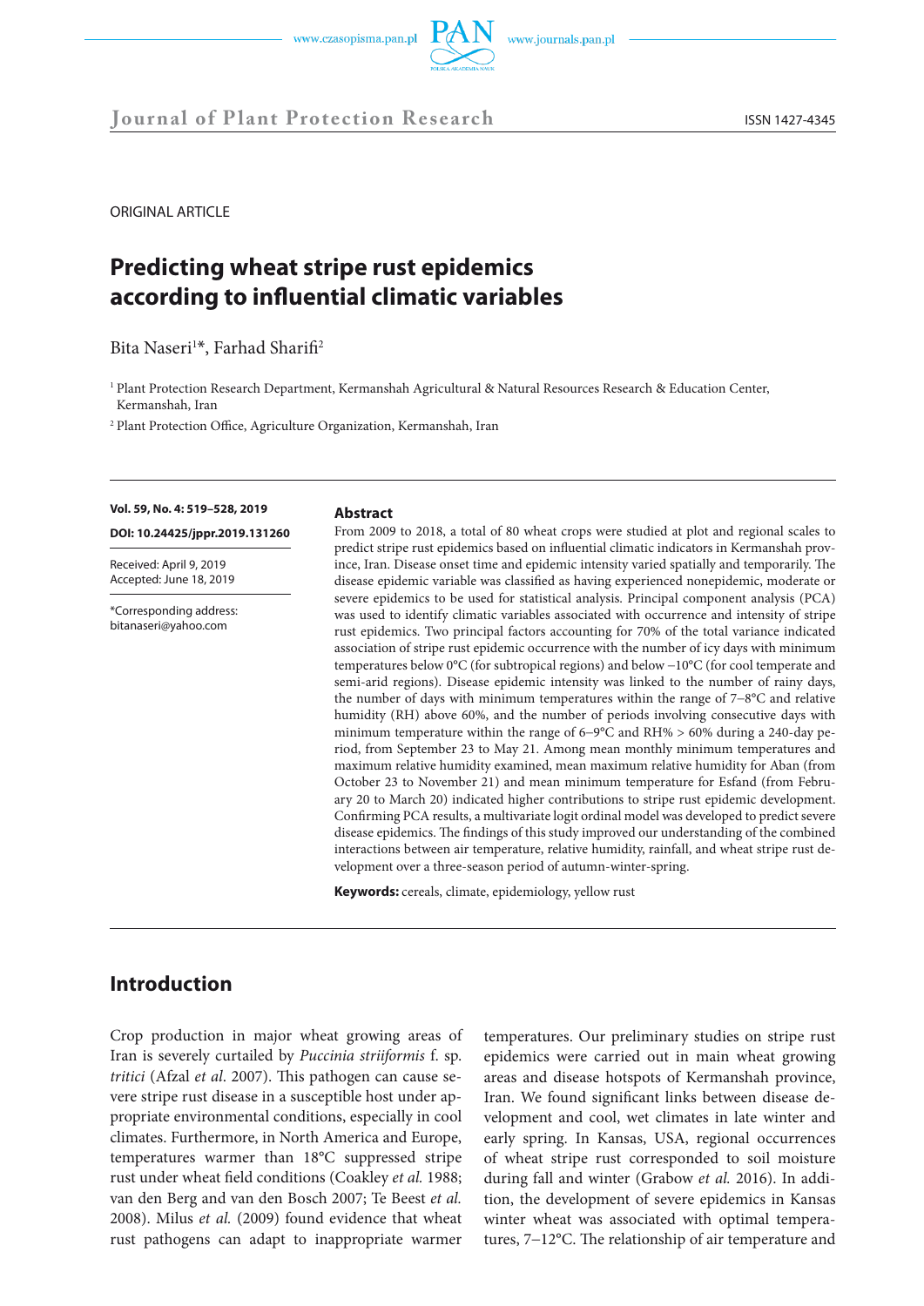ORIGINAL ARTICLE

# Predicting wheat stripe rust epidemics according to influential climatic variables

Bita Naseri[1]*, Farhad Sharifi[2]

[1] Plant Protection Research Department, Kermanshah Agricultural & Natural Resources Research & Education Center, Kermanshah, Iran

[2] Plant Protection Office, Agriculture Organization, Kermanshah, Iran

**Vol. 59, No. 4: 519–528, 2019**

**DOI: 10.24425/jppr.2019.131260**

Received: April 9, 2019
Accepted: June 18, 2019

*Corresponding address:
bitanaseri@yahoo.com

### Abstract

From 2009 to 2018, a total of 80 wheat crops were studied at plot and regional scales to predict stripe rust epidemics based on influential climatic indicators in Kermanshah province, Iran. Disease onset time and epidemic intensity varied spatially and temporarily. The disease epidemic variable was classified as having experienced nonepidemic, moderate or severe epidemics to be used for statistical analysis. Principal component analysis (PCA) was used to identify climatic variables associated with occurrence and intensity of stripe rust epidemics. Two principal factors accounting for 70% of the total variance indicated association of stripe rust epidemic occurrence with the number of icy days with minimum temperatures below 0°C (for subtropical regions) and below −10°C (for cool temperate and semi-arid regions). Disease epidemic intensity was linked to the number of rainy days, the number of days with minimum temperatures within the range of 7–8°C and relative humidity (RH) above 60%, and the number of periods involving consecutive days with minimum temperature within the range of 6–9°C and RH% > 60% during a 240-day period, from September 23 to May 21. Among mean monthly minimum temperatures and maximum relative humidity examined, mean maximum relative humidity for Aban (from October 23 to November 21) and mean minimum temperature for Esfand (from February 20 to March 20) indicated higher contributions to stripe rust epidemic development. Confirming PCA results, a multivariate logit ordinal model was developed to predict severe disease epidemics. The findings of this study improved our understanding of the combined interactions between air temperature, relative humidity, rainfall, and wheat stripe rust development over a three-season period of autumn-winter-spring.

**Keywords:** cereals, climate, epidemiology, yellow rust

## Introduction

Crop production in major wheat growing areas of Iran is severely curtailed by *Puccinia striiformis* f. sp. *tritici* (Afzal *et al*. 2007). This pathogen can cause severe stripe rust disease in a susceptible host under appropriate environmental conditions, especially in cool climates. Furthermore, in North America and Europe, temperatures warmer than 18°C suppressed stripe rust under wheat field conditions (Coakley *et al.* 1988; van den Berg and van den Bosch 2007; Te Beest *et al.* 2008). Milus *et al.* (2009) found evidence that wheat rust pathogens can adapt to inappropriate warmer temperatures. Our preliminary studies on stripe rust epidemics were carried out in main wheat growing areas and disease hotspots of Kermanshah province, Iran. We found significant links between disease development and cool, wet climates in late winter and early spring. In Kansas, USA, regional occurrences of wheat stripe rust corresponded to soil moisture during fall and winter (Grabow *et al.* 2016). In addition, the development of severe epidemics in Kansas winter wheat was associated with optimal temperatures, 7–12°C. The relationship of air temperature and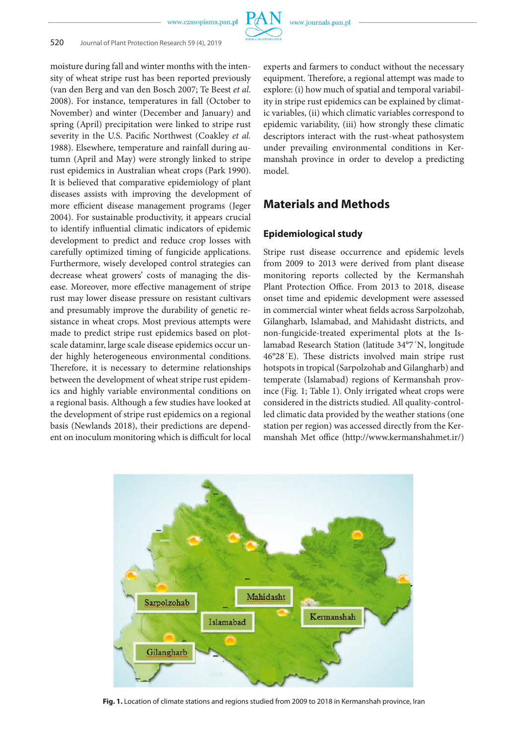moisture during fall and winter months with the intensity of wheat stripe rust has been reported previously (van den Berg and van den Bosch 2007; Te Beest *et al.* 2008). For instance, temperatures in fall (October to November) and winter (December and January) and spring (April) precipitation were linked to stripe rust severity in the U.S. Pacific Northwest (Coakley *et al.* 1988). Elsewhere, temperature and rainfall during autumn (April and May) were strongly linked to stripe rust epidemics in Australian wheat crops (Park 1990). It is believed that comparative epidemiology of plant diseases assists with improving the development of more efficient disease management programs (Jeger 2004). For sustainable productivity, it appears crucial to identify influential climatic indicators of epidemic development to predict and reduce crop losses with carefully optimized timing of fungicide applications. Furthermore, wisely developed control strategies can decrease wheat growers' costs of managing the disease. Moreover, more effective management of stripe rust may lower disease pressure on resistant cultivars and presumably improve the durability of genetic resistance in wheat crops. Most previous attempts were made to predict stripe rust epidemics based on plot-scale dataminr, large scale disease epidemics occur under highly heterogeneous environmental conditions. Therefore, it is necessary to determine relationships between the development of wheat stripe rust epidemics and highly variable environmental conditions on a regional basis. Although a few studies have looked at the development of stripe rust epidemics on a regional basis (Newlands 2018), their predictions are dependent on inoculum monitoring which is difficult for local experts and farmers to conduct without the necessary equipment. Therefore, a regional attempt was made to explore: (i) how much of spatial and temporal variability in stripe rust epidemics can be explained by climatic variables, (ii) which climatic variables correspond to epidemic variability, (iii) how strongly these climatic descriptors interact with the rust-wheat pathosystem under prevailing environmental conditions in Kermanshah province in order to develop a predicting model.

## Materials and Methods

### Epidemiological study

Stripe rust disease occurrence and epidemic levels from 2009 to 2013 were derived from plant disease monitoring reports collected by the Kermanshah Plant Protection Office. From 2013 to 2018, disease onset time and epidemic development were assessed in commercial winter wheat fields across Sarpolzohab, Gilangharb, Islamabad, and Mahidasht districts, and non-fungicide-treated experimental plots at the Islamabad Research Station (latitude 34°7´N, longitude 46°28´E). These districts involved main stripe rust hotspots in tropical (Sarpolzohab and Gilangharb) and temperate (Islamabad) regions of Kermanshah province (Fig. 1; Table 1). Only irrigated wheat crops were considered in the districts studied. All quality-controlled climatic data provided by the weather stations (one station per region) was accessed directly from the Kermanshah Met office (http://www.kermanshahmet.ir/)

**Fig. 1.** Location of climate stations and regions studied from 2009 to 2018 in Kermanshah province, Iran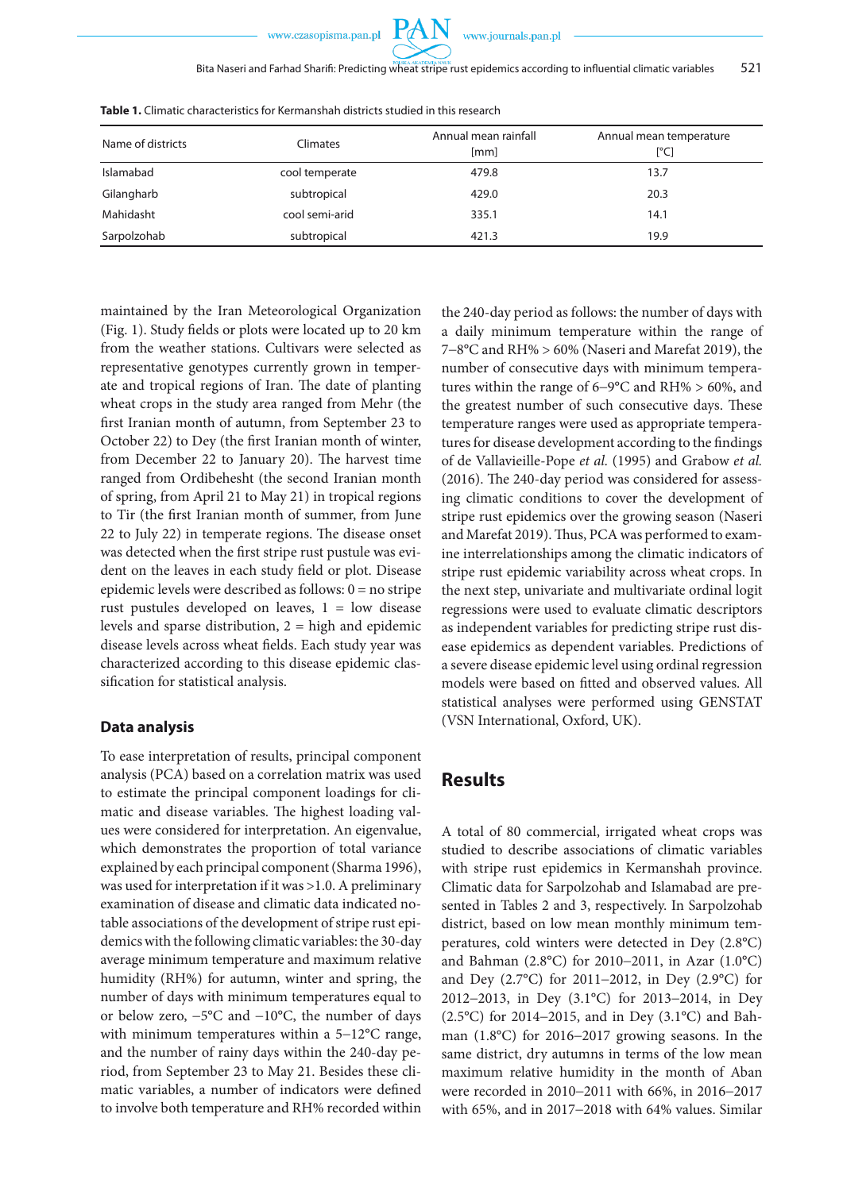**Table 1.** Climatic characteristics for Kermanshah districts studied in this research

| Name of districts | Climates | Annual mean rainfall [mm] | Annual mean temperature [°C] |
|---|---|---|---|
| Islamabad | cool temperate | 479.8 | 13.7 |
| Gilangharb | subtropical | 429.0 | 20.3 |
| Mahidasht | cool semi-arid | 335.1 | 14.1 |
| Sarpolzohab | subtropical | 421.3 | 19.9 |

maintained by the Iran Meteorological Organization (Fig. 1). Study fields or plots were located up to 20 km from the weather stations. Cultivars were selected as representative genotypes currently grown in temperate and tropical regions of Iran. The date of planting wheat crops in the study area ranged from Mehr (the first Iranian month of autumn, from September 23 to October 22) to Dey (the first Iranian month of winter, from December 22 to January 20). The harvest time ranged from Ordibehesht (the second Iranian month of spring, from April 21 to May 21) in tropical regions to Tir (the first Iranian month of summer, from June 22 to July 22) in temperate regions. The disease onset was detected when the first stripe rust pustule was evident on the leaves in each study field or plot. Disease epidemic levels were described as follows: 0 = no stripe rust pustules developed on leaves, 1 = low disease levels and sparse distribution, 2 = high and epidemic disease levels across wheat fields. Each study year was characterized according to this disease epidemic classification for statistical analysis.

## Data analysis

To ease interpretation of results, principal component analysis (PCA) based on a correlation matrix was used to estimate the principal component loadings for climatic and disease variables. The highest loading values were considered for interpretation. An eigenvalue, which demonstrates the proportion of total variance explained by each principal component (Sharma 1996), was used for interpretation if it was >1.0. A preliminary examination of disease and climatic data indicated notable associations of the development of stripe rust epidemics with the following climatic variables: the 30-day average minimum temperature and maximum relative humidity (RH%) for autumn, winter and spring, the number of days with minimum temperatures equal to or below zero, −5°C and −10°C, the number of days with minimum temperatures within a 5–12°C range, and the number of rainy days within the 240-day period, from September 23 to May 21. Besides these climatic variables, a number of indicators were defined to involve both temperature and RH% recorded within the 240-day period as follows: the number of days with a daily minimum temperature within the range of 7–8°C and RH% > 60% (Naseri and Marefat 2019), the number of consecutive days with minimum temperatures within the range of 6–9°C and RH% > 60%, and the greatest number of such consecutive days. These temperature ranges were used as appropriate temperatures for disease development according to the findings of de Vallavieille-Pope *et al.* (1995) and Grabow *et al.* (2016). The 240-day period was considered for assessing climatic conditions to cover the development of stripe rust epidemics over the growing season (Naseri and Marefat 2019). Thus, PCA was performed to examine interrelationships among the climatic indicators of stripe rust epidemic variability across wheat crops. In the next step, univariate and multivariate ordinal logit regressions were used to evaluate climatic descriptors as independent variables for predicting stripe rust disease epidemics as dependent variables. Predictions of a severe disease epidemic level using ordinal regression models were based on fitted and observed values. All statistical analyses were performed using GENSTAT (VSN International, Oxford, UK).

# Results

A total of 80 commercial, irrigated wheat crops was studied to describe associations of climatic variables with stripe rust epidemics in Kermanshah province. Climatic data for Sarpolzohab and Islamabad are presented in Tables 2 and 3, respectively. In Sarpolzohab district, based on low mean monthly minimum temperatures, cold winters were detected in Dey (2.8°C) and Bahman (2.8°C) for 2010–2011, in Azar (1.0°C) and Dey (2.7°C) for 2011–2012, in Dey (2.9°C) for 2012–2013, in Dey (3.1°C) for 2013–2014, in Dey (2.5°C) for 2014–2015, and in Dey (3.1°C) and Bahman (1.8°C) for 2016–2017 growing seasons. In the same district, dry autumns in terms of the low mean maximum relative humidity in the month of Aban were recorded in 2010–2011 with 66%, in 2016–2017 with 65%, and in 2017–2018 with 64% values. Similar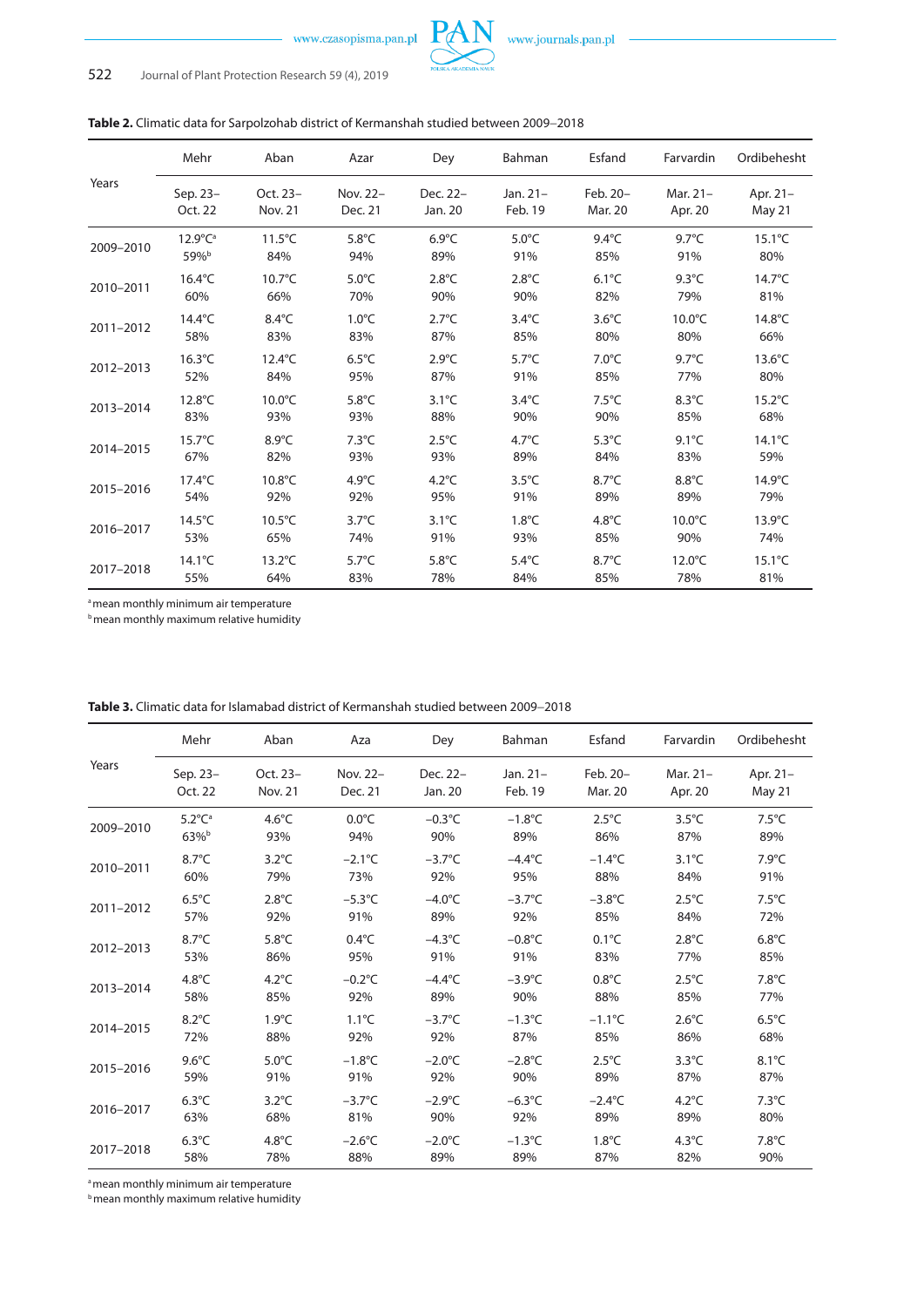**Table 2.** Climatic data for Sarpolzohab district of Kermanshah studied between 2009–2018

| Years | Mehr | Aban | Azar | Dey | Bahman | Esfand | Farvardin | Ordibehesht |
|---|---|---|---|---|---|---|---|---|
| | Sep. 23–Oct. 22 | Oct. 23–Nov. 21 | Nov. 22–Dec. 21 | Dec. 22–Jan. 20 | Jan. 21–Feb. 19 | Feb. 20–Mar. 20 | Mar. 21–Apr. 20 | Apr. 21–May 21 |
| 2009–2010 | 12.9°C[a] 59%[b] | 11.5°C 84% | 5.8°C 94% | 6.9°C 89% | 5.0°C 91% | 9.4°C 85% | 9.7°C 91% | 15.1°C 80% |
| 2010–2011 | 16.4°C 60% | 10.7°C 66% | 5.0°C 70% | 2.8°C 90% | 2.8°C 90% | 6.1°C 82% | 9.3°C 79% | 14.7°C 81% |
| 2011–2012 | 14.4°C 58% | 8.4°C 83% | 1.0°C 83% | 2.7°C 87% | 3.4°C 85% | 3.6°C 80% | 10.0°C 80% | 14.8°C 66% |
| 2012–2013 | 16.3°C 52% | 12.4°C 84% | 6.5°C 95% | 2.9°C 87% | 5.7°C 91% | 7.0°C 85% | 9.7°C 77% | 13.6°C 80% |
| 2013–2014 | 12.8°C 83% | 10.0°C 93% | 5.8°C 93% | 3.1°C 88% | 3.4°C 90% | 7.5°C 90% | 8.3°C 85% | 15.2°C 68% |
| 2014–2015 | 15.7°C 67% | 8.9°C 82% | 7.3°C 93% | 2.5°C 93% | 4.7°C 89% | 5.3°C 84% | 9.1°C 83% | 14.1°C 59% |
| 2015–2016 | 17.4°C 54% | 10.8°C 92% | 4.9°C 92% | 4.2°C 95% | 3.5°C 91% | 8.7°C 89% | 8.8°C 89% | 14.9°C 79% |
| 2016–2017 | 14.5°C 53% | 10.5°C 65% | 3.7°C 74% | 3.1°C 91% | 1.8°C 93% | 4.8°C 85% | 10.0°C 90% | 13.9°C 74% |
| 2017–2018 | 14.1°C 55% | 13.2°C 64% | 5.7°C 83% | 5.8°C 78% | 5.4°C 84% | 8.7°C 85% | 12.0°C 78% | 15.1°C 81% |

[a] mean monthly minimum air temperature
[b] mean monthly maximum relative humidity

**Table 3.** Climatic data for Islamabad district of Kermanshah studied between 2009–2018

| Years | Mehr | Aban | Aza | Dey | Bahman | Esfand | Farvardin | Ordibehesht |
|---|---|---|---|---|---|---|---|---|
| | Sep. 23–Oct. 22 | Oct. 23–Nov. 21 | Nov. 22–Dec. 21 | Dec. 22–Jan. 20 | Jan. 21–Feb. 19 | Feb. 20–Mar. 20 | Mar. 21–Apr. 20 | Apr. 21–May 21 |
| 2009–2010 | 5.2°C[a] 63%[b] | 4.6°C 93% | 0.0°C 94% | −0.3°C 90% | −1.8°C 89% | 2.5°C 86% | 3.5°C 87% | 7.5°C 89% |
| 2010–2011 | 8.7°C 60% | 3.2°C 79% | −2.1°C 73% | −3.7°C 92% | −4.4°C 95% | −1.4°C 88% | 3.1°C 84% | 7.9°C 91% |
| 2011–2012 | 6.5°C 57% | 2.8°C 92% | −5.3°C 91% | −4.0°C 89% | −3.7°C 92% | −3.8°C 85% | 2.5°C 84% | 7.5°C 72% |
| 2012–2013 | 8.7°C 53% | 5.8°C 86% | 0.4°C 95% | −4.3°C 91% | −0.8°C 91% | 0.1°C 83% | 2.8°C 77% | 6.8°C 85% |
| 2013–2014 | 4.8°C 58% | 4.2°C 85% | −0.2°C 92% | −4.4°C 89% | −3.9°C 90% | 0.8°C 88% | 2.5°C 85% | 7.8°C 77% |
| 2014–2015 | 8.2°C 72% | 1.9°C 88% | 1.1°C 92% | −3.7°C 92% | −1.3°C 87% | −1.1°C 85% | 2.6°C 86% | 6.5°C 68% |
| 2015–2016 | 9.6°C 59% | 5.0°C 91% | −1.8°C 91% | −2.0°C 92% | −2.8°C 90% | 2.5°C 89% | 3.3°C 87% | 8.1°C 87% |
| 2016–2017 | 6.3°C 63% | 3.2°C 68% | −3.7°C 81% | −2.9°C 90% | −6.3°C 92% | −2.4°C 89% | 4.2°C 89% | 7.3°C 80% |
| 2017–2018 | 6.3°C 58% | 4.8°C 78% | −2.6°C 88% | −2.0°C 89% | −1.3°C 89% | 1.8°C 87% | 4.3°C 82% | 7.8°C 90% |

[a] mean monthly minimum air temperature
[b] mean monthly maximum relative humidity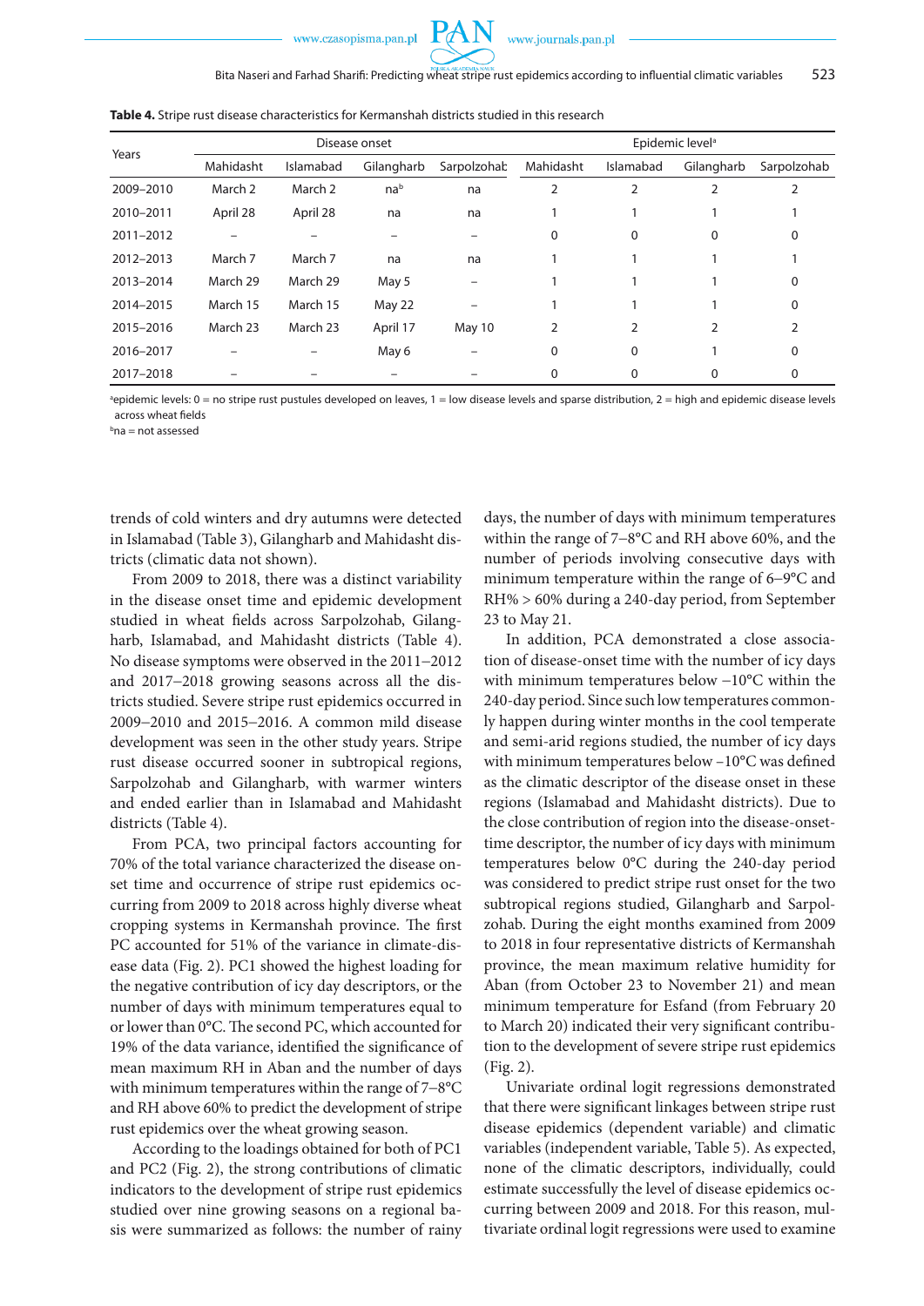**Table 4.** Stripe rust disease characteristics for Kermanshah districts studied in this research

| Years | Disease onset | | | | Epidemic level[a] | | | |
|---|---|---|---|---|---|---|---|---|
| | Mahidasht | Islamabad | Gilangharb | Sarpolzohab | Mahidasht | Islamabad | Gilangharb | Sarpolzohab |
| 2009–2010 | March 2 | March 2 | na[b] | na | 2 | 2 | 2 | 2 |
| 2010–2011 | April 28 | April 28 | na | na | 1 | 1 | 1 | 1 |
| 2011–2012 | – | – | – | – | 0 | 0 | 0 | 0 |
| 2012–2013 | March 7 | March 7 | na | na | 1 | 1 | 1 | 1 |
| 2013–2014 | March 29 | March 29 | May 5 | – | 1 | 1 | 1 | 0 |
| 2014–2015 | March 15 | March 15 | May 22 | – | 1 | 1 | 1 | 0 |
| 2015–2016 | March 23 | March 23 | April 17 | May 10 | 2 | 2 | 2 | 2 |
| 2016–2017 | – | – | May 6 | – | 0 | 0 | 1 | 0 |
| 2017–2018 | – | – | – | – | 0 | 0 | 0 | 0 |

[a]epidemic levels: 0 = no stripe rust pustules developed on leaves, 1 = low disease levels and sparse distribution, 2 = high and epidemic disease levels across wheat fields

[b]na = not assessed

trends of cold winters and dry autumns were detected in Islamabad (Table 3), Gilangharb and Mahidasht districts (climatic data not shown).

From 2009 to 2018, there was a distinct variability in the disease onset time and epidemic development studied in wheat fields across Sarpolzohab, Gilangharb, Islamabad, and Mahidasht districts (Table 4). No disease symptoms were observed in the 2011–2012 and 2017–2018 growing seasons across all the districts studied. Severe stripe rust epidemics occurred in 2009–2010 and 2015–2016. A common mild disease development was seen in the other study years. Stripe rust disease occurred sooner in subtropical regions, Sarpolzohab and Gilangharb, with warmer winters and ended earlier than in Islamabad and Mahidasht districts (Table 4).

From PCA, two principal factors accounting for 70% of the total variance characterized the disease onset time and occurrence of stripe rust epidemics occurring from 2009 to 2018 across highly diverse wheat cropping systems in Kermanshah province. The first PC accounted for 51% of the variance in climate-disease data (Fig. 2). PC1 showed the highest loading for the negative contribution of icy day descriptors, or the number of days with minimum temperatures equal to or lower than 0°C. The second PC, which accounted for 19% of the data variance, identified the significance of mean maximum RH in Aban and the number of days with minimum temperatures within the range of 7–8°C and RH above 60% to predict the development of stripe rust epidemics over the wheat growing season.

According to the loadings obtained for both of PC1 and PC2 (Fig. 2), the strong contributions of climatic indicators to the development of stripe rust epidemics studied over nine growing seasons on a regional basis were summarized as follows: the number of rainy days, the number of days with minimum temperatures within the range of 7–8°C and RH above 60%, and the number of periods involving consecutive days with minimum temperature within the range of 6–9°C and RH% > 60% during a 240-day period, from September 23 to May 21.

In addition, PCA demonstrated a close association of disease-onset time with the number of icy days with minimum temperatures below −10°C within the 240-day period. Since such low temperatures commonly happen during winter months in the cool temperate and semi-arid regions studied, the number of icy days with minimum temperatures below −10°C was defined as the climatic descriptor of the disease onset in these regions (Islamabad and Mahidasht districts). Due to the close contribution of region into the disease-onset-time descriptor, the number of icy days with minimum temperatures below 0°C during the 240-day period was considered to predict stripe rust onset for the two subtropical regions studied, Gilangharb and Sarpolzohab. During the eight months examined from 2009 to 2018 in four representative districts of Kermanshah province, the mean maximum relative humidity for Aban (from October 23 to November 21) and mean minimum temperature for Esfand (from February 20 to March 20) indicated their very significant contribution to the development of severe stripe rust epidemics (Fig. 2).

Univariate ordinal logit regressions demonstrated that there were significant linkages between stripe rust disease epidemics (dependent variable) and climatic variables (independent variable, Table 5). As expected, none of the climatic descriptors, individually, could estimate successfully the level of disease epidemics occurring between 2009 and 2018. For this reason, multivariate ordinal logit regressions were used to examine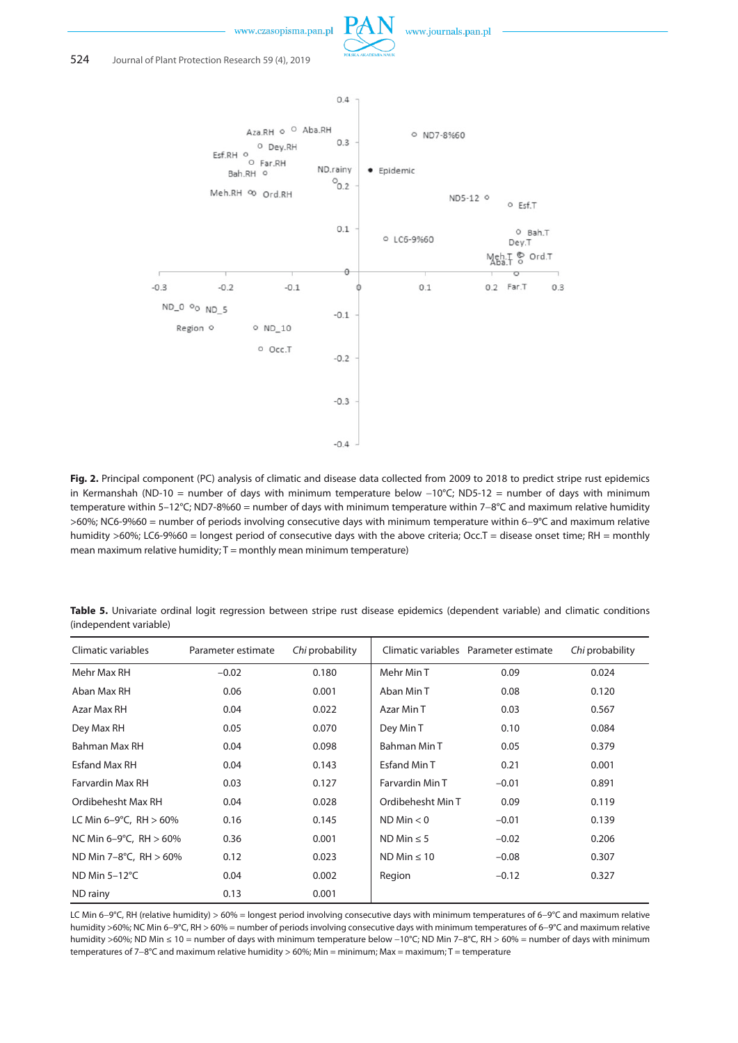**Fig. 2.** Principal component (PC) analysis of climatic and disease data collected from 2009 to 2018 to predict stripe rust epidemics in Kermanshah (ND-10 = number of days with minimum temperature below –10°C; ND5-12 = number of days with minimum temperature within 5–12°C; ND7-8%60 = number of days with minimum temperature within 7–8°C and maximum relative humidity >60%; NC6-9%60 = number of periods involving consecutive days with minimum temperature within 6–9°C and maximum relative humidity >60%; LC6-9%60 = longest period of consecutive days with the above criteria; Occ.T = disease onset time; RH = monthly mean maximum relative humidity; T = monthly mean minimum temperature)

**Table 5.** Univariate ordinal logit regression between stripe rust disease epidemics (dependent variable) and climatic conditions (independent variable)

| Climatic variables | Parameter estimate | *Chi* probability | Climatic variables | Parameter estimate | *Chi* probability |
|---|---|---|---|---|---|
| Mehr Max RH | –0.02 | 0.180 | Mehr Min T | 0.09 | 0.024 |
| Aban Max RH | 0.06 | 0.001 | Aban Min T | 0.08 | 0.120 |
| Azar Max RH | 0.04 | 0.022 | Azar Min T | 0.03 | 0.567 |
| Dey Max RH | 0.05 | 0.070 | Dey Min T | 0.10 | 0.084 |
| Bahman Max RH | 0.04 | 0.098 | Bahman Min T | 0.05 | 0.379 |
| Esfand Max RH | 0.04 | 0.143 | Esfand Min T | 0.21 | 0.001 |
| Farvardin Max RH | 0.03 | 0.127 | Farvardin Min T | –0.01 | 0.891 |
| Ordibehesht Max RH | 0.04 | 0.028 | Ordibehesht Min T | 0.09 | 0.119 |
| LC Min 6–9°C, RH > 60% | 0.16 | 0.145 | ND Min < 0 | –0.01 | 0.139 |
| NC Min 6–9°C, RH > 60% | 0.36 | 0.001 | ND Min ≤ 5 | –0.02 | 0.206 |
| ND Min 7–8°C, RH > 60% | 0.12 | 0.023 | ND Min ≤ 10 | –0.08 | 0.307 |
| ND Min 5–12°C | 0.04 | 0.002 | Region | –0.12 | 0.327 |
| ND rainy | 0.13 | 0.001 | | | |

LC Min 6–9°C, RH (relative humidity) > 60% = longest period involving consecutive days with minimum temperatures of 6–9°C and maximum relative humidity >60%; NC Min 6–9°C, RH > 60% = number of periods involving consecutive days with minimum temperatures of 6–9°C and maximum relative humidity >60%; ND Min ≤ 10 = number of days with minimum temperature below –10°C; ND Min 7–8°C, RH > 60% = number of days with minimum temperatures of 7–8°C and maximum relative humidity > 60%; Min = minimum; Max = maximum; T = temperature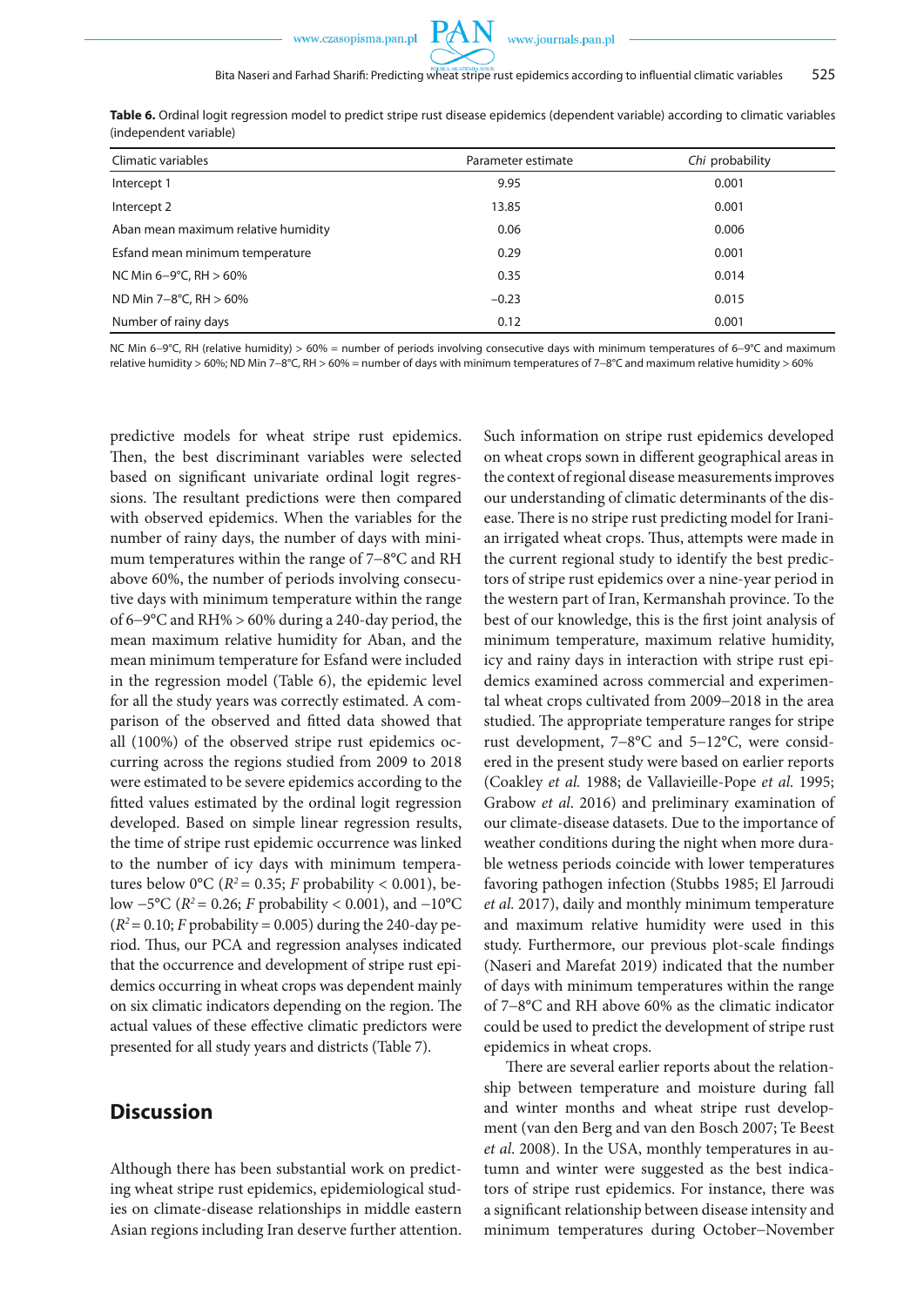**Table 6.** Ordinal logit regression model to predict stripe rust disease epidemics (dependent variable) according to climatic variables (independent variable)

| Climatic variables | Parameter estimate | *Chi* probability |
|---|---|---|
| Intercept 1 | 9.95 | 0.001 |
| Intercept 2 | 13.85 | 0.001 |
| Aban mean maximum relative humidity | 0.06 | 0.006 |
| Esfand mean minimum temperature | 0.29 | 0.001 |
| NC Min 6–9°C, RH > 60% | 0.35 | 0.014 |
| ND Min 7–8°C, RH > 60% | −0.23 | 0.015 |
| Number of rainy days | 0.12 | 0.001 |

NC Min 6–9°C, RH (relative humidity) > 60% = number of periods involving consecutive days with minimum temperatures of 6–9°C and maximum relative humidity > 60%; ND Min 7–8°C, RH > 60% = number of days with minimum temperatures of 7–8°C and maximum relative humidity > 60%

predictive models for wheat stripe rust epidemics. Then, the best discriminant variables were selected based on significant univariate ordinal logit regressions. The resultant predictions were then compared with observed epidemics. When the variables for the number of rainy days, the number of days with minimum temperatures within the range of 7–8°C and RH above 60%, the number of periods involving consecutive days with minimum temperature within the range of 6–9°C and RH% > 60% during a 240-day period, the mean maximum relative humidity for Aban, and the mean minimum temperature for Esfand were included in the regression model (Table 6), the epidemic level for all the study years was correctly estimated. A comparison of the observed and fitted data showed that all (100%) of the observed stripe rust epidemics occurring across the regions studied from 2009 to 2018 were estimated to be severe epidemics according to the fitted values estimated by the ordinal logit regression developed. Based on simple linear regression results, the time of stripe rust epidemic occurrence was linked to the number of icy days with minimum temperatures below 0°C ($R^2 = 0.35$; *F* probability < 0.001), below −5°C ($R^2 = 0.26$; *F* probability < 0.001), and −10°C ($R^2 = 0.10$; *F* probability = 0.005) during the 240-day period. Thus, our PCA and regression analyses indicated that the occurrence and development of stripe rust epidemics occurring in wheat crops was dependent mainly on six climatic indicators depending on the region. The actual values of these effective climatic predictors were presented for all study years and districts (Table 7).

## Discussion

Although there has been substantial work on predicting wheat stripe rust epidemics, epidemiological studies on climate-disease relationships in middle eastern Asian regions including Iran deserve further attention. Such information on stripe rust epidemics developed on wheat crops sown in different geographical areas in the context of regional disease measurements improves our understanding of climatic determinants of the disease. There is no stripe rust predicting model for Iranian irrigated wheat crops. Thus, attempts were made in the current regional study to identify the best predictors of stripe rust epidemics over a nine-year period in the western part of Iran, Kermanshah province. To the best of our knowledge, this is the first joint analysis of minimum temperature, maximum relative humidity, icy and rainy days in interaction with stripe rust epidemics examined across commercial and experimental wheat crops cultivated from 2009–2018 in the area studied. The appropriate temperature ranges for stripe rust development, 7–8°C and 5–12°C, were considered in the present study were based on earlier reports (Coakley *et al.* 1988; de Vallavieille-Pope *et al.* 1995; Grabow *et al*. 2016) and preliminary examination of our climate-disease datasets. Due to the importance of weather conditions during the night when more durable wetness periods coincide with lower temperatures favoring pathogen infection (Stubbs 1985; El Jarroudi *et al.* 2017), daily and monthly minimum temperature and maximum relative humidity were used in this study. Furthermore, our previous plot-scale findings (Naseri and Marefat 2019) indicated that the number of days with minimum temperatures within the range of 7–8°C and RH above 60% as the climatic indicator could be used to predict the development of stripe rust epidemics in wheat crops.

There are several earlier reports about the relationship between temperature and moisture during fall and winter months and wheat stripe rust development (van den Berg and van den Bosch 2007; Te Beest *et al.* 2008). In the USA, monthly temperatures in autumn and winter were suggested as the best indicators of stripe rust epidemics. For instance, there was a significant relationship between disease intensity and minimum temperatures during October–November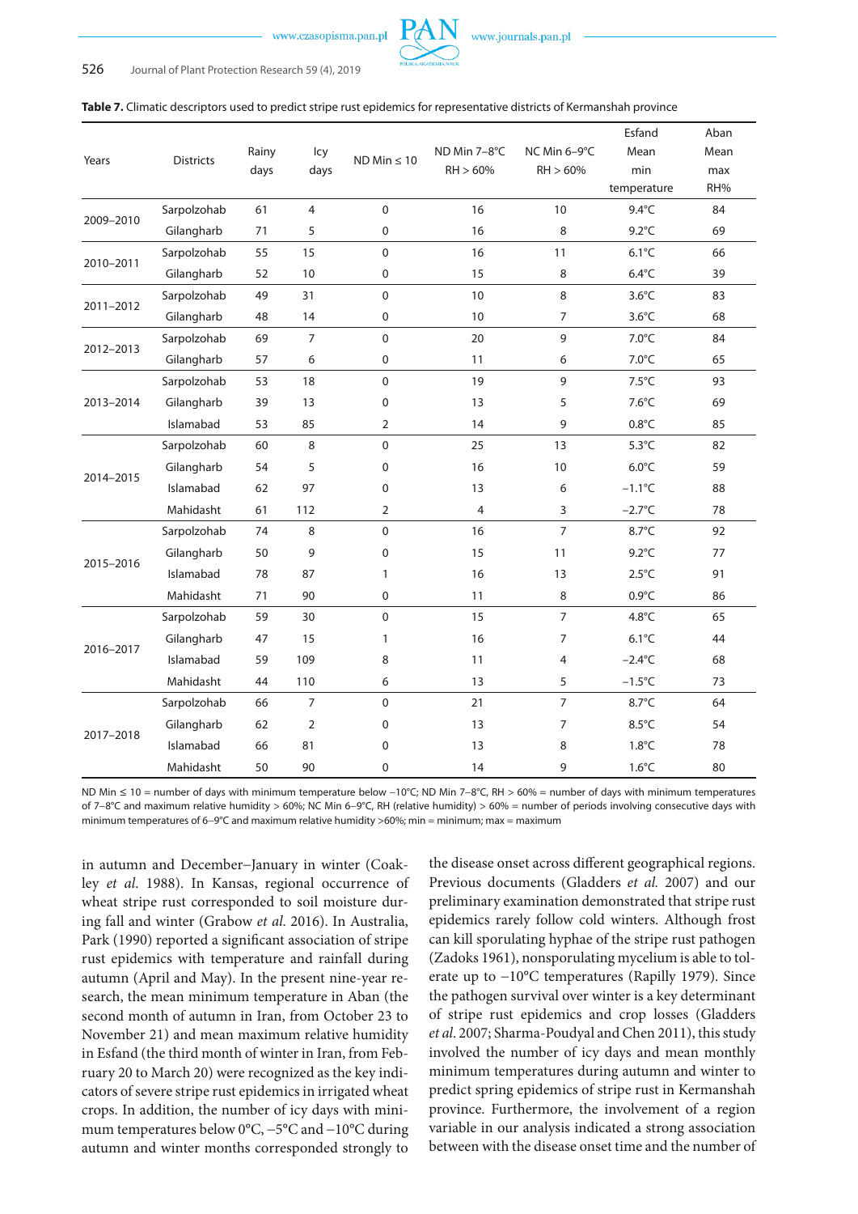**Table 7.** Climatic descriptors used to predict stripe rust epidemics for representative districts of Kermanshah province

| Years | Districts | Rainy days | Icy days | ND Min ≤ 10 | ND Min 7–8°C RH > 60% | NC Min 6–9°C RH > 60% | Esfand Mean min temperature | Aban Mean max RH% |
|---|---|---|---|---|---|---|---|---|
| 2009–2010 | Sarpolzohab | 61 | 4 | 0 | 16 | 10 | 9.4°C | 84 |
| | Gilangharb | 71 | 5 | 0 | 16 | 8 | 9.2°C | 69 |
| 2010–2011 | Sarpolzohab | 55 | 15 | 0 | 16 | 11 | 6.1°C | 66 |
| | Gilangharb | 52 | 10 | 0 | 15 | 8 | 6.4°C | 39 |
| 2011–2012 | Sarpolzohab | 49 | 31 | 0 | 10 | 8 | 3.6°C | 83 |
| | Gilangharb | 48 | 14 | 0 | 10 | 7 | 3.6°C | 68 |
| 2012–2013 | Sarpolzohab | 69 | 7 | 0 | 20 | 9 | 7.0°C | 84 |
| | Gilangharb | 57 | 6 | 0 | 11 | 6 | 7.0°C | 65 |
| 2013–2014 | Sarpolzohab | 53 | 18 | 0 | 19 | 9 | 7.5°C | 93 |
| | Gilangharb | 39 | 13 | 0 | 13 | 5 | 7.6°C | 69 |
| | Islamabad | 53 | 85 | 2 | 14 | 9 | 0.8°C | 85 |
| 2014–2015 | Sarpolzohab | 60 | 8 | 0 | 25 | 13 | 5.3°C | 82 |
| | Gilangharb | 54 | 5 | 0 | 16 | 10 | 6.0°C | 59 |
| | Islamabad | 62 | 97 | 0 | 13 | 6 | −1.1°C | 88 |
| | Mahidasht | 61 | 112 | 2 | 4 | 3 | −2.7°C | 78 |
| 2015–2016 | Sarpolzohab | 74 | 8 | 0 | 16 | 7 | 8.7°C | 92 |
| | Gilangharb | 50 | 9 | 0 | 15 | 11 | 9.2°C | 77 |
| | Islamabad | 78 | 87 | 1 | 16 | 13 | 2.5°C | 91 |
| | Mahidasht | 71 | 90 | 0 | 11 | 8 | 0.9°C | 86 |
| 2016–2017 | Sarpolzohab | 59 | 30 | 0 | 15 | 7 | 4.8°C | 65 |
| | Gilangharb | 47 | 15 | 1 | 16 | 7 | 6.1°C | 44 |
| | Islamabad | 59 | 109 | 8 | 11 | 4 | −2.4°C | 68 |
| | Mahidasht | 44 | 110 | 6 | 13 | 5 | −1.5°C | 73 |
| 2017–2018 | Sarpolzohab | 66 | 7 | 0 | 21 | 7 | 8.7°C | 64 |
| | Gilangharb | 62 | 2 | 0 | 13 | 7 | 8.5°C | 54 |
| | Islamabad | 66 | 81 | 0 | 13 | 8 | 1.8°C | 78 |
| | Mahidasht | 50 | 90 | 0 | 14 | 9 | 1.6°C | 80 |

ND Min ≤ 10 = number of days with minimum temperature below −10°C; ND Min 7–8°C, RH > 60% = number of days with minimum temperatures of 7–8°C and maximum relative humidity > 60%; NC Min 6–9°C, RH (relative humidity) > 60% = number of periods involving consecutive days with minimum temperatures of 6–9°C and maximum relative humidity >60%; min = minimum; max = maximum

in autumn and December–January in winter (Coakley *et al*. 1988). In Kansas, regional occurrence of wheat stripe rust corresponded to soil moisture during fall and winter (Grabow *et al*. 2016). In Australia, Park (1990) reported a significant association of stripe rust epidemics with temperature and rainfall during autumn (April and May). In the present nine-year research, the mean minimum temperature in Aban (the second month of autumn in Iran, from October 23 to November 21) and mean maximum relative humidity in Esfand (the third month of winter in Iran, from February 20 to March 20) were recognized as the key indicators of severe stripe rust epidemics in irrigated wheat crops. In addition, the number of icy days with minimum temperatures below 0°C, −5°C and −10°C during autumn and winter months corresponded strongly to the disease onset across different geographical regions. Previous documents (Gladders *et al*. 2007) and our preliminary examination demonstrated that stripe rust epidemics rarely follow cold winters. Although frost can kill sporulating hyphae of the stripe rust pathogen (Zadoks 1961), nonsporulating mycelium is able to tolerate up to −10°C temperatures (Rapilly 1979). Since the pathogen survival over winter is a key determinant of stripe rust epidemics and crop losses (Gladders *et al*. 2007; Sharma-Poudyal and Chen 2011), this study involved the number of icy days and mean monthly minimum temperatures during autumn and winter to predict spring epidemics of stripe rust in Kermanshah province. Furthermore, the involvement of a region variable in our analysis indicated a strong association between with the disease onset time and the number of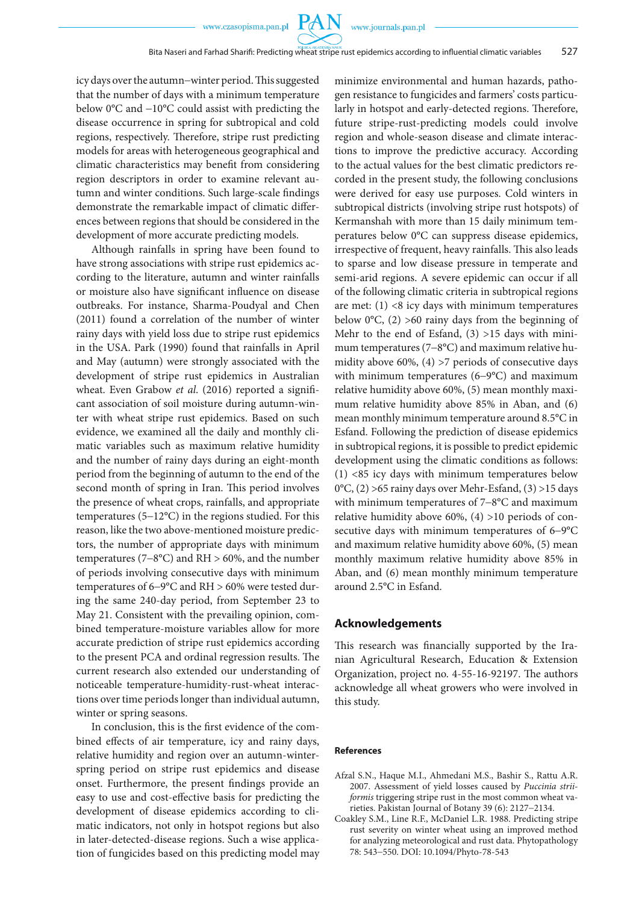icy days over the autumn–winter period. This suggested that the number of days with a minimum temperature below 0°C and −10°C could assist with predicting the disease occurrence in spring for subtropical and cold regions, respectively. Therefore, stripe rust predicting models for areas with heterogeneous geographical and climatic characteristics may benefit from considering region descriptors in order to examine relevant autumn and winter conditions. Such large-scale findings demonstrate the remarkable impact of climatic differences between regions that should be considered in the development of more accurate predicting models.

Although rainfalls in spring have been found to have strong associations with stripe rust epidemics according to the literature, autumn and winter rainfalls or moisture also have significant influence on disease outbreaks. For instance, Sharma-Poudyal and Chen (2011) found a correlation of the number of winter rainy days with yield loss due to stripe rust epidemics in the USA. Park (1990) found that rainfalls in April and May (autumn) were strongly associated with the development of stripe rust epidemics in Australian wheat. Even Grabow *et al*. (2016) reported a significant association of soil moisture during autumn-winter with wheat stripe rust epidemics. Based on such evidence, we examined all the daily and monthly climatic variables such as maximum relative humidity and the number of rainy days during an eight-month period from the beginning of autumn to the end of the second month of spring in Iran. This period involves the presence of wheat crops, rainfalls, and appropriate temperatures (5–12°C) in the regions studied. For this reason, like the two above-mentioned moisture predictors, the number of appropriate days with minimum temperatures (7–8°C) and RH > 60%, and the number of periods involving consecutive days with minimum temperatures of 6–9°C and RH > 60% were tested during the same 240-day period, from September 23 to May 21. Consistent with the prevailing opinion, combined temperature-moisture variables allow for more accurate prediction of stripe rust epidemics according to the present PCA and ordinal regression results. The current research also extended our understanding of noticeable temperature-humidity-rust-wheat interactions over time periods longer than individual autumn, winter or spring seasons.

In conclusion, this is the first evidence of the combined effects of air temperature, icy and rainy days, relative humidity and region over an autumn-winter-spring period on stripe rust epidemics and disease onset. Furthermore, the present findings provide an easy to use and cost-effective basis for predicting the development of disease epidemics according to climatic indicators, not only in hotspot regions but also in later-detected-disease regions. Such a wise application of fungicides based on this predicting model may minimize environmental and human hazards, pathogen resistance to fungicides and farmers' costs particularly in hotspot and early-detected regions. Therefore, future stripe-rust-predicting models could involve region and whole-season disease and climate interactions to improve the predictive accuracy. According to the actual values for the best climatic predictors recorded in the present study, the following conclusions were derived for easy use purposes. Cold winters in subtropical districts (involving stripe rust hotspots) of Kermanshah with more than 15 daily minimum temperatures below 0°C can suppress disease epidemics, irrespective of frequent, heavy rainfalls. This also leads to sparse and low disease pressure in temperate and semi-arid regions. A severe epidemic can occur if all of the following climatic criteria in subtropical regions are met: (1) <8 icy days with minimum temperatures below 0°C, (2) >60 rainy days from the beginning of Mehr to the end of Esfand, (3) >15 days with minimum temperatures (7–8°C) and maximum relative humidity above 60%, (4) >7 periods of consecutive days with minimum temperatures (6–9°C) and maximum relative humidity above 60%, (5) mean monthly maximum relative humidity above 85% in Aban, and (6) mean monthly minimum temperature around 8.5°C in Esfand. Following the prediction of disease epidemics in subtropical regions, it is possible to predict epidemic development using the climatic conditions as follows: (1) <85 icy days with minimum temperatures below 0°C, (2) >65 rainy days over Mehr-Esfand, (3) >15 days with minimum temperatures of 7–8°C and maximum relative humidity above 60%, (4) >10 periods of consecutive days with minimum temperatures of 6–9°C and maximum relative humidity above 60%, (5) mean monthly maximum relative humidity above 85% in Aban, and (6) mean monthly minimum temperature around 2.5°C in Esfand.

## Acknowledgements

This research was financially supported by the Iranian Agricultural Research, Education & Extension Organization, project no. 4-55-16-92197. The authors acknowledge all wheat growers who were involved in this study.

### References

Afzal S.N., Haque M.I., Ahmedani M.S., Bashir S., Rattu A.R. 2007. Assessment of yield losses caused by *Puccinia striiformis* triggering stripe rust in the most common wheat varieties. Pakistan Journal of Botany 39 (6): 2127–2134.

Coakley S.M., Line R.F., McDaniel L.R. 1988. Predicting stripe rust severity on winter wheat using an improved method for analyzing meteorological and rust data. Phytopathology 78: 543–550. DOI: 10.1094/Phyto-78-543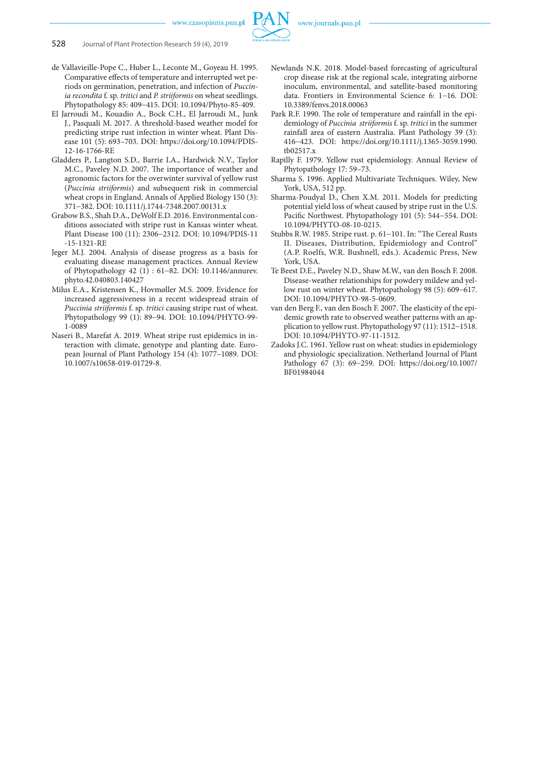de Vallavieille-Pope C., Huber L., Leconte M., Goyeau H. 1995. Comparative effects of temperature and interrupted wet periods on germination, penetration, and infection of *Puccinia recondita* f. sp. *tritici* and *P. striiformis* on wheat seedlings. Phytopathology 85: 409–415. DOI: 10.1094/Phyto-85-409.

El Jarroudi M., Kouadio A., Bock C.H., El Jarroudi M., Junk J., Pasquali M. 2017. A threshold-based weather model for predicting stripe rust infection in winter wheat. Plant Disease 101 (5): 693–703. DOI: https://doi.org/10.1094/PDIS-12-16-1766-RE

Gladders P., Langton S.D., Barrie I.A., Hardwick N.V., Taylor M.C., Paveley N.D. 2007. The importance of weather and agronomic factors for the overwinter survival of yellow rust (*Puccinia striiformis*) and subsequent risk in commercial wheat crops in England. Annals of Applied Biology 150 (3): 371–382. DOI: 10.1111/j.1744-7348.2007.00131.x

Grabow B.S., Shah D.A., DeWolf E.D. 2016. Environmental conditions associated with stripe rust in Kansas winter wheat. Plant Disease 100 (11): 2306–2312. DOI: 10.1094/PDIS-11-15-1321-RE

Jeger M.J. 2004. Analysis of disease progress as a basis for evaluating disease management practices. Annual Review of Phytopathology 42 (1) : 61–82. DOI: 10.1146/annurev.phyto.42.040803.140427

Milus E.A., Kristensen K., Hovmøller M.S. 2009. Evidence for increased aggressiveness in a recent widespread strain of *Puccinia striiformis* f. sp. *tritici* causing stripe rust of wheat. Phytopathology 99 (1): 89–94. DOI: 10.1094/PHYTO-99-1-0089

Naseri B., Marefat A. 2019. Wheat stripe rust epidemics in interaction with climate, genotype and planting date. European Journal of Plant Pathology 154 (4): 1077–1089. DOI: 10.1007/s10658-019-01729-8.

Newlands N.K. 2018. Model-based forecasting of agricultural crop disease risk at the regional scale, integrating airborne inoculum, environmental, and satellite-based monitoring data. Frontiers in Environmental Science 6: 1–16. DOI: 10.3389/fenvs.2018.00063

Park R.F. 1990. The role of temperature and rainfall in the epidemiology of *Puccinia striiformis* f. sp. *tritici* in the summer rainfall area of eastern Australia. Plant Pathology 39 (3): 416–423. DOI: https://doi.org/10.1111/j.1365-3059.1990.tb02517.x

Rapilly F. 1979. Yellow rust epidemiology. Annual Review of Phytopathology 17: 59–73.

Sharma S. 1996. Applied Multivariate Techniques. Wiley, New York, USA, 512 pp.

Sharma-Poudyal D., Chen X.M. 2011. Models for predicting potential yield loss of wheat caused by stripe rust in the U.S. Pacific Northwest. Phytopathology 101 (5): 544–554. DOI: 10.1094/PHYTO-08-10-0215.

Stubbs R.W. 1985. Stripe rust. p. 61–101. In: "The Cereal Rusts II. Diseases, Distribution, Epidemiology and Control" (A.P. Roelfs, W.R. Bushnell, eds.). Academic Press, New York, USA.

Te Beest D.E., Paveley N.D., Shaw M.W., van den Bosch F. 2008. Disease-weather relationships for powdery mildew and yellow rust on winter wheat. Phytopathology 98 (5): 609–617. DOI: 10.1094/PHYTO-98-5-0609.

van den Berg F., van den Bosch F. 2007. The elasticity of the epidemic growth rate to observed weather patterns with an application to yellow rust. Phytopathology 97 (11): 1512–1518. DOI: 10.1094/PHYTO-97-11-1512.

Zadoks J.C. 1961. Yellow rust on wheat: studies in epidemiology and physiologic specialization. Netherland Journal of Plant Pathology 67 (3): 69–259. DOI: https://doi.org/10.1007/BF01984044